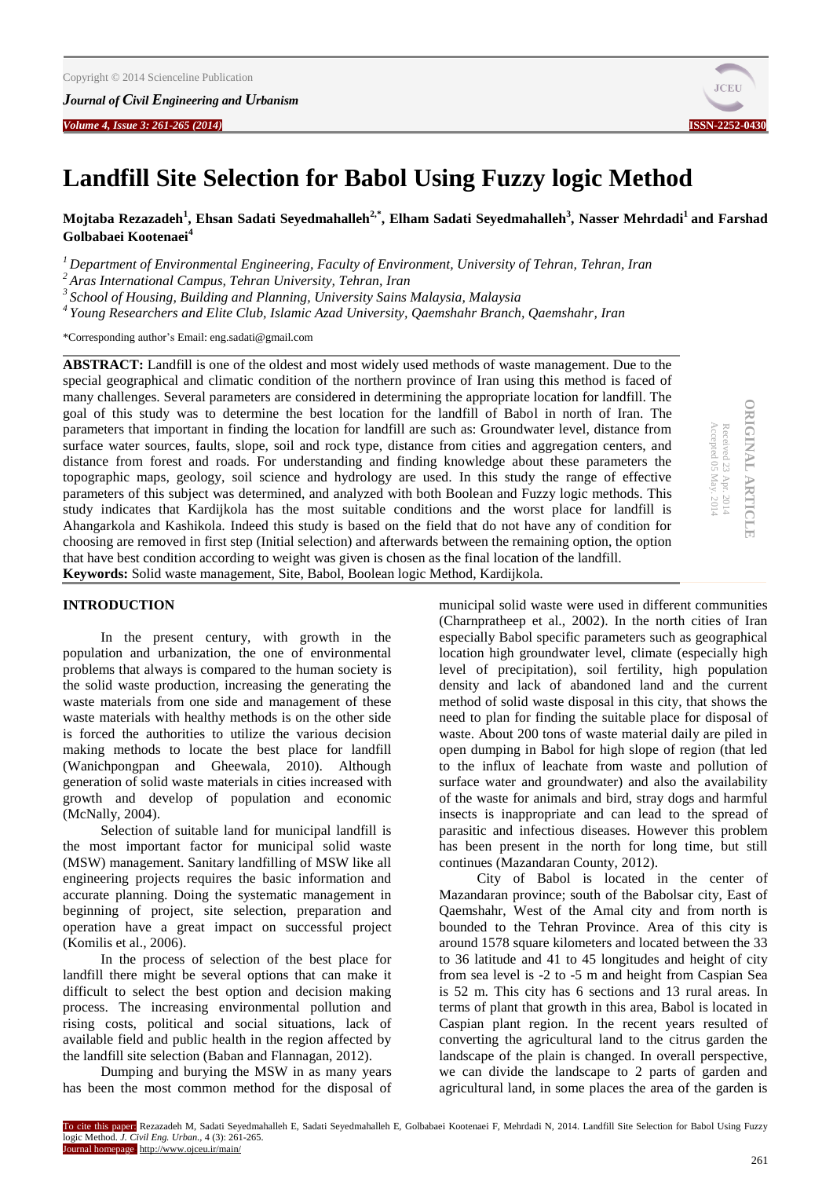# Landfill Site Selection for Babol Using Fuzzy logic Method

**Mojtaba Rezazadeh[1], Ehsan Sadati Seyedmahalleh[2,*], Elham Sadati Seyedmahalleh[3], Nasser Mehrdadi[1] and Farshad Golbabaei Kootenaei[4]**

*[1] Department of Environmental Engineering, Faculty of Environment, University of Tehran, Tehran, Iran*
*[2] Aras International Campus, Tehran University, Tehran, Iran*
*[3] School of Housing, Building and Planning, University Sains Malaysia, Malaysia*
*[4] Young Researchers and Elite Club, Islamic Azad University, Qaemshahr Branch, Qaemshahr, Iran*

*Corresponding author's Email: eng.sadati@gmail.com

ORIGINAL ARTICLE
Received 23 Apr. 2014
Accepted 05 May. 2014

**ABSTRACT:** Landfill is one of the oldest and most widely used methods of waste management. Due to the special geographical and climatic condition of the northern province of Iran using this method is faced of many challenges. Several parameters are considered in determining the appropriate location for landfill. The goal of this study was to determine the best location for the landfill of Babol in north of Iran. The parameters that important in finding the location for landfill are such as: Groundwater level, distance from surface water sources, faults, slope, soil and rock type, distance from cities and aggregation centers, and distance from forest and roads. For understanding and finding knowledge about these parameters the topographic maps, geology, soil science and hydrology are used. In this study the range of effective parameters of this subject was determined, and analyzed with both Boolean and Fuzzy logic methods. This study indicates that Kardijkola has the most suitable conditions and the worst place for landfill is Ahangarkola and Kashikola. Indeed this study is based on the field that do not have any of condition for choosing are removed in first step (Initial selection) and afterwards between the remaining option, the option that have best condition according to weight was given is chosen as the final location of the landfill.

**Keywords:** Solid waste management, Site, Babol, Boolean logic Method, Kardijkola.

## INTRODUCTION

In the present century, with growth in the population and urbanization, the one of environmental problems that always is compared to the human society is the solid waste production, increasing the generating the waste materials from one side and management of these waste materials with healthy methods is on the other side is forced the authorities to utilize the various decision making methods to locate the best place for landfill (Wanichpongpan and Gheewala, 2010). Although generation of solid waste materials in cities increased with growth and develop of population and economic (McNally, 2004).

Selection of suitable land for municipal landfill is the most important factor for municipal solid waste (MSW) management. Sanitary landfilling of MSW like all engineering projects requires the basic information and accurate planning. Doing the systematic management in beginning of project, site selection, preparation and operation have a great impact on successful project (Komilis et al., 2006).

In the process of selection of the best place for landfill there might be several options that can make it difficult to select the best option and decision making process. The increasing environmental pollution and rising costs, political and social situations, lack of available field and public health in the region affected by the landfill site selection (Baban and Flannagan, 2012).

Dumping and burying the MSW in as many years has been the most common method for the disposal of municipal solid waste were used in different communities (Charnpratheep et al., 2002). In the north cities of Iran especially Babol specific parameters such as geographical location high groundwater level, climate (especially high level of precipitation), soil fertility, high population density and lack of abandoned land and the current method of solid waste disposal in this city, that shows the need to plan for finding the suitable place for disposal of waste. About 200 tons of waste material daily are piled in open dumping in Babol for high slope of region (that led to the influx of leachate from waste and pollution of surface water and groundwater) and also the availability of the waste for animals and bird, stray dogs and harmful insects is inappropriate and can lead to the spread of parasitic and infectious diseases. However this problem has been present in the north for long time, but still continues (Mazandaran County, 2012).

City of Babol is located in the center of Mazandaran province; south of the Babolsar city, East of Qaemshahr, West of the Amal city and from north is bounded to the Tehran Province. Area of this city is around 1578 square kilometers and located between the 33 to 36 latitude and 41 to 45 longitudes and height of city from sea level is -2 to -5 m and height from Caspian Sea is 52 m. This city has 6 sections and 13 rural areas. In terms of plant that growth in this area, Babol is located in Caspian plant region. In the recent years resulted of converting the agricultural land to the citrus garden the landscape of the plain is changed. In overall perspective, we can divide the landscape to 2 parts of garden and agricultural land, in some places the area of the garden is

To cite this paper: Rezazadeh M, Sadati Seyedmahalleh E, Sadati Seyedmahalleh E, Golbabaei Kootenaei F, Mehrdadi N, 2014. Landfill Site Selection for Babol Using Fuzzy logic Method. *J. Civil Eng. Urban.*, 4 (3): 261-265.
Journal homepage: http://www.ojceu.ir/main/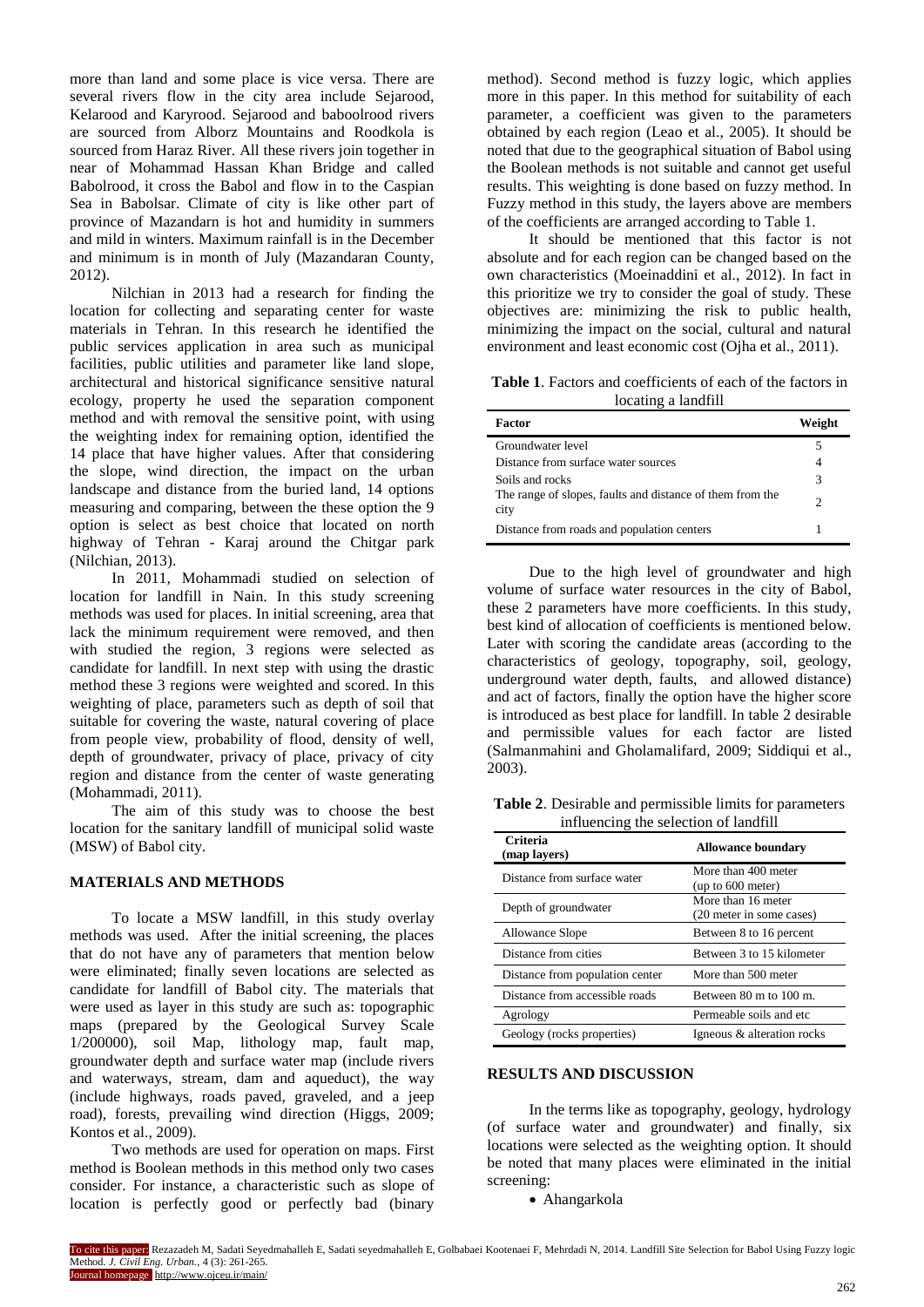more than land and some place is vice versa. There are several rivers flow in the city area include Sejarood, Kelarood and Karyrood. Sejarood and baboolrood rivers are sourced from Alborz Mountains and Roodkola is sourced from Haraz River. All these rivers join together in near of Mohammad Hassan Khan Bridge and called Babolrood, it cross the Babol and flow in to the Caspian Sea in Babolsar. Climate of city is like other part of province of Mazandarn is hot and humidity in summers and mild in winters. Maximum rainfall is in the December and minimum is in month of July (Mazandaran County, 2012).

Nilchian in 2013 had a research for finding the location for collecting and separating center for waste materials in Tehran. In this research he identified the public services application in area such as municipal facilities, public utilities and parameter like land slope, architectural and historical significance sensitive natural ecology, property he used the separation component method and with removal the sensitive point, with using the weighting index for remaining option, identified the 14 place that have higher values. After that considering the slope, wind direction, the impact on the urban landscape and distance from the buried land, 14 options measuring and comparing, between the these option the 9 option is select as best choice that located on north highway of Tehran - Karaj around the Chitgar park (Nilchian, 2013).

In 2011, Mohammadi studied on selection of location for landfill in Nain. In this study screening methods was used for places. In initial screening, area that lack the minimum requirement were removed, and then with studied the region, 3 regions were selected as candidate for landfill. In next step with using the drastic method these 3 regions were weighted and scored. In this weighting of place, parameters such as depth of soil that suitable for covering the waste, natural covering of place from people view, probability of flood, density of well, depth of groundwater, privacy of place, privacy of city region and distance from the center of waste generating (Mohammadi, 2011).

The aim of this study was to choose the best location for the sanitary landfill of municipal solid waste (MSW) of Babol city.

## MATERIALS AND METHODS

To locate a MSW landfill, in this study overlay methods was used. After the initial screening, the places that do not have any of parameters that mention below were eliminated; finally seven locations are selected as candidate for landfill of Babol city. The materials that were used as layer in this study are such as: topographic maps (prepared by the Geological Survey Scale 1/200000), soil Map, lithology map, fault map, groundwater depth and surface water map (include rivers and waterways, stream, dam and aqueduct), the way (include highways, roads paved, graveled, and a jeep road), forests, prevailing wind direction (Higgs, 2009; Kontos et al., 2009).

Two methods are used for operation on maps. First method is Boolean methods in this method only two cases consider. For instance, a characteristic such as slope of location is perfectly good or perfectly bad (binary method). Second method is fuzzy logic, which applies more in this paper. In this method for suitability of each parameter, a coefficient was given to the parameters obtained by each region (Leao et al., 2005). It should be noted that due to the geographical situation of Babol using the Boolean methods is not suitable and cannot get useful results. This weighting is done based on fuzzy method. In Fuzzy method in this study, the layers above are members of the coefficients are arranged according to Table 1.

It should be mentioned that this factor is not absolute and for each region can be changed based on the own characteristics (Moeinaddini et al., 2012). In fact in this prioritize we try to consider the goal of study. These objectives are: minimizing the risk to public health, minimizing the impact on the social, cultural and natural environment and least economic cost (Ojha et al., 2011).

**Table 1**. Factors and coefficients of each of the factors in locating a landfill

| Factor | Weight |
|---|---|
| Groundwater level | 5 |
| Distance from surface water sources | 4 |
| Soils and rocks | 3 |
| The range of slopes, faults and distance of them from the city | 2 |
| Distance from roads and population centers | 1 |

Due to the high level of groundwater and high volume of surface water resources in the city of Babol, these 2 parameters have more coefficients. In this study, best kind of allocation of coefficients is mentioned below. Later with scoring the candidate areas (according to the characteristics of geology, topography, soil, geology, underground water depth, faults, and allowed distance) and act of factors, finally the option have the higher score is introduced as best place for landfill. In table 2 desirable and permissible values for each factor are listed (Salmanmahini and Gholamalifard, 2009; Siddiqui et al., 2003).

**Table 2**. Desirable and permissible limits for parameters influencing the selection of landfill

| Criteria (map layers) | Allowance boundary |
|---|---|
| Distance from surface water | More than 400 meter (up to 600 meter) |
| Depth of groundwater | More than 16 meter (20 meter in some cases) |
| Allowance Slope | Between 8 to 16 percent |
| Distance from cities | Between 3 to 15 kilometer |
| Distance from population center | More than 500 meter |
| Distance from accessible roads | Between 80 m to 100 m. |
| Agrology | Permeable soils and etc |
| Geology (rocks properties) | Igneous & alteration rocks |

## RESULTS AND DISCUSSION

In the terms like as topography, geology, hydrology (of surface water and groundwater) and finally, six locations were selected as the weighting option. It should be noted that many places were eliminated in the initial screening:

- Ahangarkola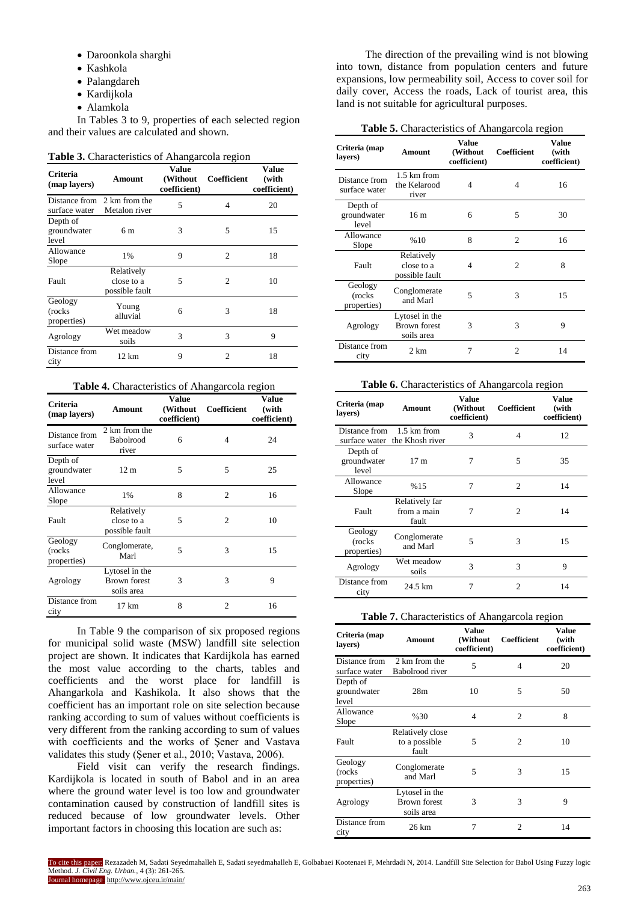- Daroonkola sharghi
- Kashkola
- Palangdareh
- Kardijkola
- Alamkola

In Tables 3 to 9, properties of each selected region and their values are calculated and shown.

**Table 3.** Characteristics of Ahangarcola region

| Criteria (map layers) | Amount | Value (Without coefficient) | Coefficient | Value (with coefficient) |
|---|---|---|---|---|
| Distance from surface water | 2 km from the Metalon river | 5 | 4 | 20 |
| Depth of groundwater level | 6 m | 3 | 5 | 15 |
| Allowance Slope | 1% | 9 | 2 | 18 |
| Fault | Relatively close to a possible fault | 5 | 2 | 10 |
| Geology (rocks properties) | Young alluvial | 6 | 3 | 18 |
| Agrology | Wet meadow soils | 3 | 3 | 9 |
| Distance from city | 12 km | 9 | 2 | 18 |

**Table 4.** Characteristics of Ahangarcola region

| Criteria (map layers) | Amount | Value (Without coefficient) | Coefficient | Value (with coefficient) |
|---|---|---|---|---|
| Distance from surface water | 2 km from the Babolrood river | 6 | 4 | 24 |
| Depth of groundwater level | 12 m | 5 | 5 | 25 |
| Allowance Slope | 1% | 8 | 2 | 16 |
| Fault | Relatively close to a possible fault | 5 | 2 | 10 |
| Geology (rocks properties) | Conglomerate, Marl | 5 | 3 | 15 |
| Agrology | Lytosel in the Brown forest soils area | 3 | 3 | 9 |
| Distance from city | 17 km | 8 | 2 | 16 |

In Table 9 the comparison of six proposed regions for municipal solid waste (MSW) landfill site selection project are shown. It indicates that Kardijkola has earned the most value according to the charts, tables and coefficients and the worst place for landfill is Ahangarkola and Kashikola. It also shows that the coefficient has an important role on site selection because ranking according to sum of values without coefficients is very different from the ranking according to sum of values with coefficients and the works of Şener and Vastava validates this study (Şener et al., 2010; Vastava, 2006).

Field visit can verify the research findings. Kardijkola is located in south of Babol and in an area where the ground water level is too low and groundwater contamination caused by construction of landfill sites is reduced because of low groundwater levels. Other important factors in choosing this location are such as:

The direction of the prevailing wind is not blowing into town, distance from population centers and future expansions, low permeability soil, Access to cover soil for daily cover, Access the roads, Lack of tourist area, this land is not suitable for agricultural purposes.

**Table 5.** Characteristics of Ahangarcola region

| Criteria (map layers) | Amount | Value (Without coefficient) | Coefficient | Value (with coefficient) |
|---|---|---|---|---|
| Distance from surface water | 1.5 km from the Kelarood river | 4 | 4 | 16 |
| Depth of groundwater level | 16 m | 6 | 5 | 30 |
| Allowance Slope | %10 | 8 | 2 | 16 |
| Fault | Relatively close to a possible fault | 4 | 2 | 8 |
| Geology (rocks properties) | Conglomerate and Marl | 5 | 3 | 15 |
| Agrology | Lytosel in the Brown forest soils area | 3 | 3 | 9 |
| Distance from city | 2 km | 7 | 2 | 14 |

**Table 6.** Characteristics of Ahangarcola region

| Criteria (map layers) | Amount | Value (Without coefficient) | Coefficient | Value (with coefficient) |
|---|---|---|---|---|
| Distance from surface water | 1.5 km from the Khosh river | 3 | 4 | 12 |
| Depth of groundwater level | 17 m | 7 | 5 | 35 |
| Allowance Slope | %15 | 7 | 2 | 14 |
| Fault | Relatively far from a main fault | 7 | 2 | 14 |
| Geology (rocks properties) | Conglomerate and Marl | 5 | 3 | 15 |
| Agrology | Wet meadow soils | 3 | 3 | 9 |
| Distance from city | 24.5 km | 7 | 2 | 14 |

**Table 7.** Characteristics of Ahangarcola region

| Criteria (map layers) | Amount | Value (Without coefficient) | Coefficient | Value (with coefficient) |
|---|---|---|---|---|
| Distance from surface water | 2 km from the Babolrood river | 5 | 4 | 20 |
| Depth of groundwater level | 28m | 10 | 5 | 50 |
| Allowance Slope | %30 | 4 | 2 | 8 |
| Fault | Relatively close to a possible fault | 5 | 2 | 10 |
| Geology (rocks properties) | Conglomerate and Marl | 5 | 3 | 15 |
| Agrology | Lytosel in the Brown forest soils area | 3 | 3 | 9 |
| Distance from city | 26 km | 7 | 2 | 14 |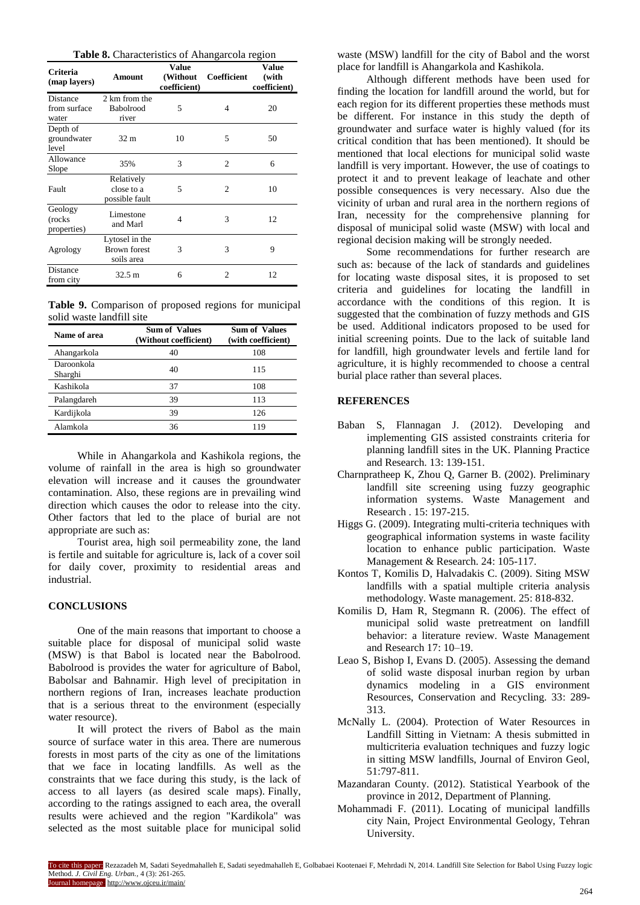**Table 8.** Characteristics of Ahangarcola region

| Criteria (map layers) | Amount | Value (Without coefficient) | Coefficient | Value (with coefficient) |
|---|---|---|---|---|
| Distance from surface water | 2 km from the Babolrood river | 5 | 4 | 20 |
| Depth of groundwater level | 32 m | 10 | 5 | 50 |
| Allowance Slope | 35% | 3 | 2 | 6 |
| Fault | Relatively close to a possible fault | 5 | 2 | 10 |
| Geology (rocks properties) | Limestone and Marl | 4 | 3 | 12 |
| Agrology | Lytosel in the Brown forest soils area | 3 | 3 | 9 |
| Distance from city | 32.5 m | 6 | 2 | 12 |

**Table 9.** Comparison of proposed regions for municipal solid waste landfill site

| Name of area | Sum of Values (Without coefficient) | Sum of Values (with coefficient) |
|---|---|---|
| Ahangarkola | 40 | 108 |
| Daroonkola Sharghi | 40 | 115 |
| Kashikola | 37 | 108 |
| Palangdareh | 39 | 113 |
| Kardijkola | 39 | 126 |
| Alamkola | 36 | 119 |

While in Ahangarkola and Kashikola regions, the volume of rainfall in the area is high so groundwater elevation will increase and it causes the groundwater contamination. Also, these regions are in prevailing wind direction which causes the odor to release into the city. Other factors that led to the place of burial are not appropriate are such as:

Tourist area, high soil permeability zone, the land is fertile and suitable for agriculture is, lack of a cover soil for daily cover, proximity to residential areas and industrial.

## CONCLUSIONS

One of the main reasons that important to choose a suitable place for disposal of municipal solid waste (MSW) is that Babol is located near the Babolrood. Babolrood is provides the water for agriculture of Babol, Babolsar and Bahnamir. High level of precipitation in northern regions of Iran, increases leachate production that is a serious threat to the environment (especially water resource).

It will protect the rivers of Babol as the main source of surface water in this area. There are numerous forests in most parts of the city as one of the limitations that we face in locating landfills. As well as the constraints that we face during this study, is the lack of access to all layers (as desired scale maps). Finally, according to the ratings assigned to each area, the overall results were achieved and the region "Kardikola" was selected as the most suitable place for municipal solid waste (MSW) landfill for the city of Babol and the worst place for landfill is Ahangarkola and Kashikola.

Although different methods have been used for finding the location for landfill around the world, but for each region for its different properties these methods must be different. For instance in this study the depth of groundwater and surface water is highly valued (for its critical condition that has been mentioned). It should be mentioned that local elections for municipal solid waste landfill is very important. However, the use of coatings to protect it and to prevent leakage of leachate and other possible consequences is very necessary. Also due the vicinity of urban and rural area in the northern regions of Iran, necessity for the comprehensive planning for disposal of municipal solid waste (MSW) with local and regional decision making will be strongly needed.

Some recommendations for further research are such as: because of the lack of standards and guidelines for locating waste disposal sites, it is proposed to set criteria and guidelines for locating the landfill in accordance with the conditions of this region. It is suggested that the combination of fuzzy methods and GIS be used. Additional indicators proposed to be used for initial screening points. Due to the lack of suitable land for landfill, high groundwater levels and fertile land for agriculture, it is highly recommended to choose a central burial place rather than several places.

## REFERENCES

Baban S, Flannagan J. (2012). Developing and implementing GIS assisted constraints criteria for planning landfill sites in the UK. Planning Practice and Research. 13: 139-151.

Charnpratheep K, Zhou Q, Garner B. (2002). Preliminary landfill site screening using fuzzy geographic information systems. Waste Management and Research . 15: 197-215.

Higgs G. (2009). Integrating multi-criteria techniques with geographical information systems in waste facility location to enhance public participation. Waste Management & Research. 24: 105-117.

Kontos T, Komilis D, Halvadakis C. (2009). Siting MSW landfills with a spatial multiple criteria analysis methodology. Waste management. 25: 818-832.

Komilis D, Ham R, Stegmann R. (2006). The effect of municipal solid waste pretreatment on landfill behavior: a literature review. Waste Management and Research 17: 10–19.

Leao S, Bishop I, Evans D. (2005). Assessing the demand of solid waste disposal inurban region by urban dynamics modeling in a GIS environment Resources, Conservation and Recycling. 33: 289-313.

McNally L. (2004). Protection of Water Resources in Landfill Sitting in Vietnam: A thesis submitted in multicriteria evaluation techniques and fuzzy logic in sitting MSW landfills, Journal of Environ Geol, 51:797-811.

Mazandaran County. (2012). Statistical Yearbook of the province in 2012, Department of Planning.

Mohammadi F. (2011). Locating of municipal landfills city Nain, Project Environmental Geology, Tehran University.

To cite this paper: Rezazadeh M, Sadati Seyedmahalleh E, Sadati seyedmahalleh E, Golbabaei Kootenaei F, Mehrdadi N, 2014. Landfill Site Selection for Babol Using Fuzzy logic Method. *J. Civil Eng. Urban.*, 4 (3): 261-265.
Journal homepage: http://www.ojceu.ir/main/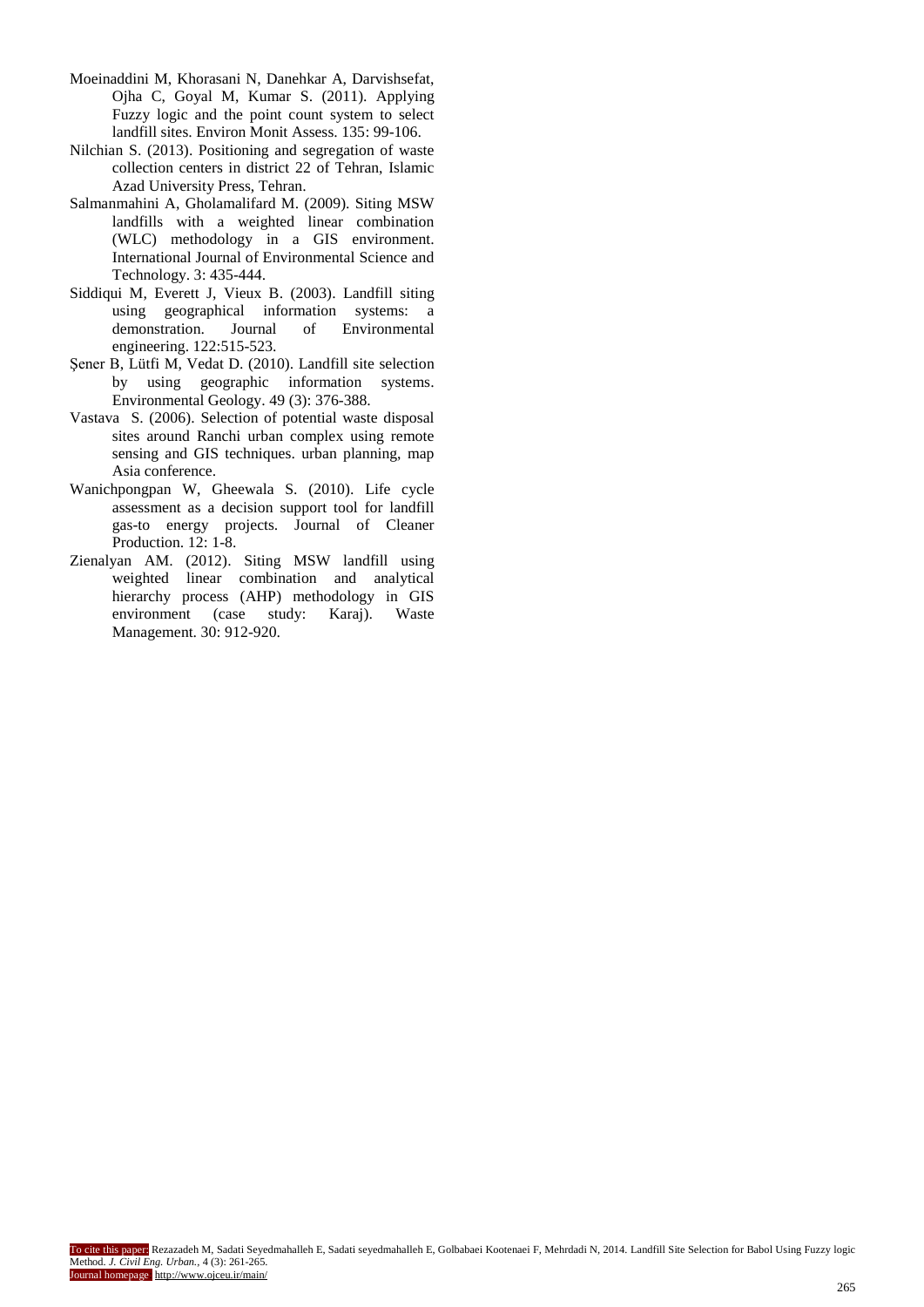Moeinaddini M, Khorasani N, Danehkar A, Darvishsefat, Ojha C, Goyal M, Kumar S. (2011). Applying Fuzzy logic and the point count system to select landfill sites. Environ Monit Assess. 135: 99-106.

Nilchian S. (2013). Positioning and segregation of waste collection centers in district 22 of Tehran, Islamic Azad University Press, Tehran.

Salmanmahini A, Gholamalifard M. (2009). Siting MSW landfills with a weighted linear combination (WLC) methodology in a GIS environment. International Journal of Environmental Science and Technology. 3: 435-444.

Siddiqui M, Everett J, Vieux B. (2003). Landfill siting using geographical information systems: a demonstration. Journal of Environmental engineering. 122:515-523.

Şener B, Lütfi M, Vedat D. (2010). Landfill site selection by using geographic information systems. Environmental Geology. 49 (3): 376-388.

Vastava S. (2006). Selection of potential waste disposal sites around Ranchi urban complex using remote sensing and GIS techniques. urban planning, map Asia conference.

Wanichpongpan W, Gheewala S. (2010). Life cycle assessment as a decision support tool for landfill gas-to energy projects. Journal of Cleaner Production. 12: 1-8.

Zienalyan AM. (2012). Siting MSW landfill using weighted linear combination and analytical hierarchy process (AHP) methodology in GIS environment (case study: Karaj). Waste Management. 30: 912-920.

To cite this paper: Rezazadeh M, Sadati Seyedmahalleh E, Sadati seyedmahalleh E, Golbabaei Kootenaei F, Mehrdadi N, 2014. Landfill Site Selection for Babol Using Fuzzy logic Method. *J. Civil Eng. Urban.*, 4 (3): 261-265.
Journal homepage: http://www.ojceu.ir/main/